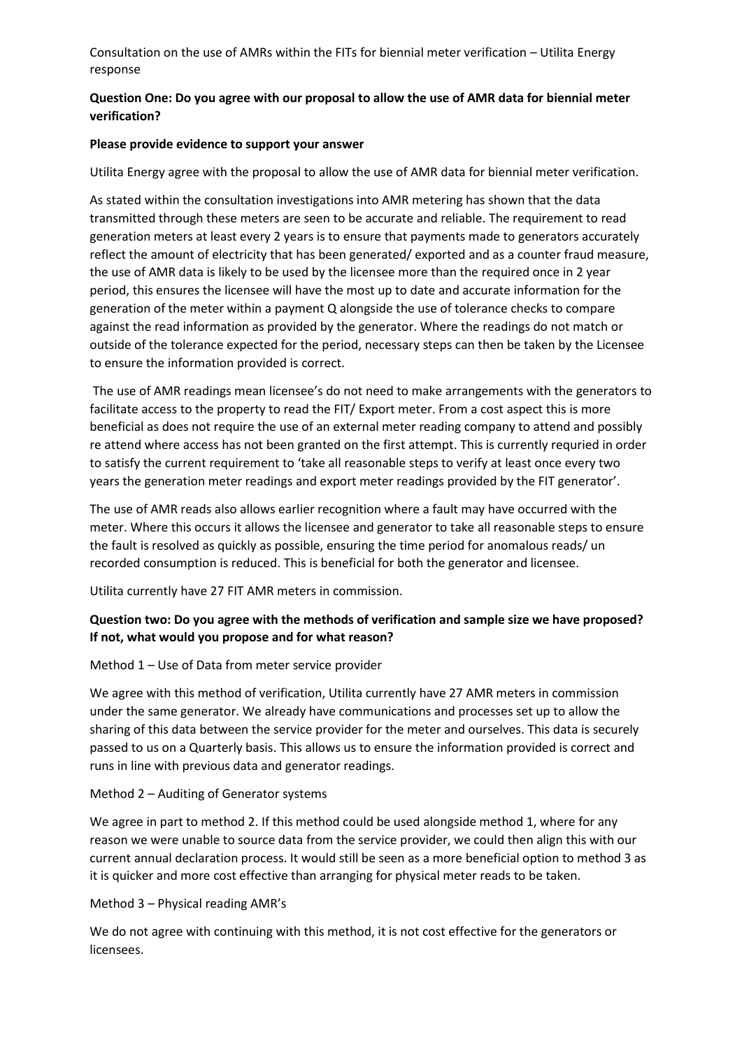Consultation on the use of AMRs within the FITs for biennial meter verification – Utilita Energy response

**Question One: Do you agree with our proposal to allow the use of AMR data for biennial meter verification?**

**Please provide evidence to support your answer**

Utilita Energy agree with the proposal to allow the use of AMR data for biennial meter verification.

As stated within the consultation investigations into AMR metering has shown that the data transmitted through these meters are seen to be accurate and reliable. The requirement to read generation meters at least every 2 years is to ensure that payments made to generators accurately reflect the amount of electricity that has been generated/ exported and as a counter fraud measure, the use of AMR data is likely to be used by the licensee more than the required once in 2 year period, this ensures the licensee will have the most up to date and accurate information for the generation of the meter within a payment Q alongside the use of tolerance checks to compare against the read information as provided by the generator. Where the readings do not match or outside of the tolerance expected for the period, necessary steps can then be taken by the Licensee to ensure the information provided is correct.

The use of AMR readings mean licensee's do not need to make arrangements with the generators to facilitate access to the property to read the FIT/ Export meter. From a cost aspect this is more beneficial as does not require the use of an external meter reading company to attend and possibly re attend where access has not been granted on the first attempt. This is currently requried in order to satisfy the current requirement to 'take all reasonable steps to verify at least once every two years the generation meter readings and export meter readings provided by the FIT generator'.

The use of AMR reads also allows earlier recognition where a fault may have occurred with the meter. Where this occurs it allows the licensee and generator to take all reasonable steps to ensure the fault is resolved as quickly as possible, ensuring the time period for anomalous reads/ un recorded consumption is reduced. This is beneficial for both the generator and licensee.

Utilita currently have 27 FIT AMR meters in commission.

**Question two: Do you agree with the methods of verification and sample size we have proposed? If not, what would you propose and for what reason?**

Method 1 – Use of Data from meter service provider

We agree with this method of verification, Utilita currently have 27 AMR meters in commission under the same generator. We already have communications and processes set up to allow the sharing of this data between the service provider for the meter and ourselves. This data is securely passed to us on a Quarterly basis. This allows us to ensure the information provided is correct and runs in line with previous data and generator readings.

Method 2 – Auditing of Generator systems

We agree in part to method 2. If this method could be used alongside method 1, where for any reason we were unable to source data from the service provider, we could then align this with our current annual declaration process. It would still be seen as a more beneficial option to method 3 as it is quicker and more cost effective than arranging for physical meter reads to be taken.

Method 3 – Physical reading AMR's

We do not agree with continuing with this method, it is not cost effective for the generators or licensees.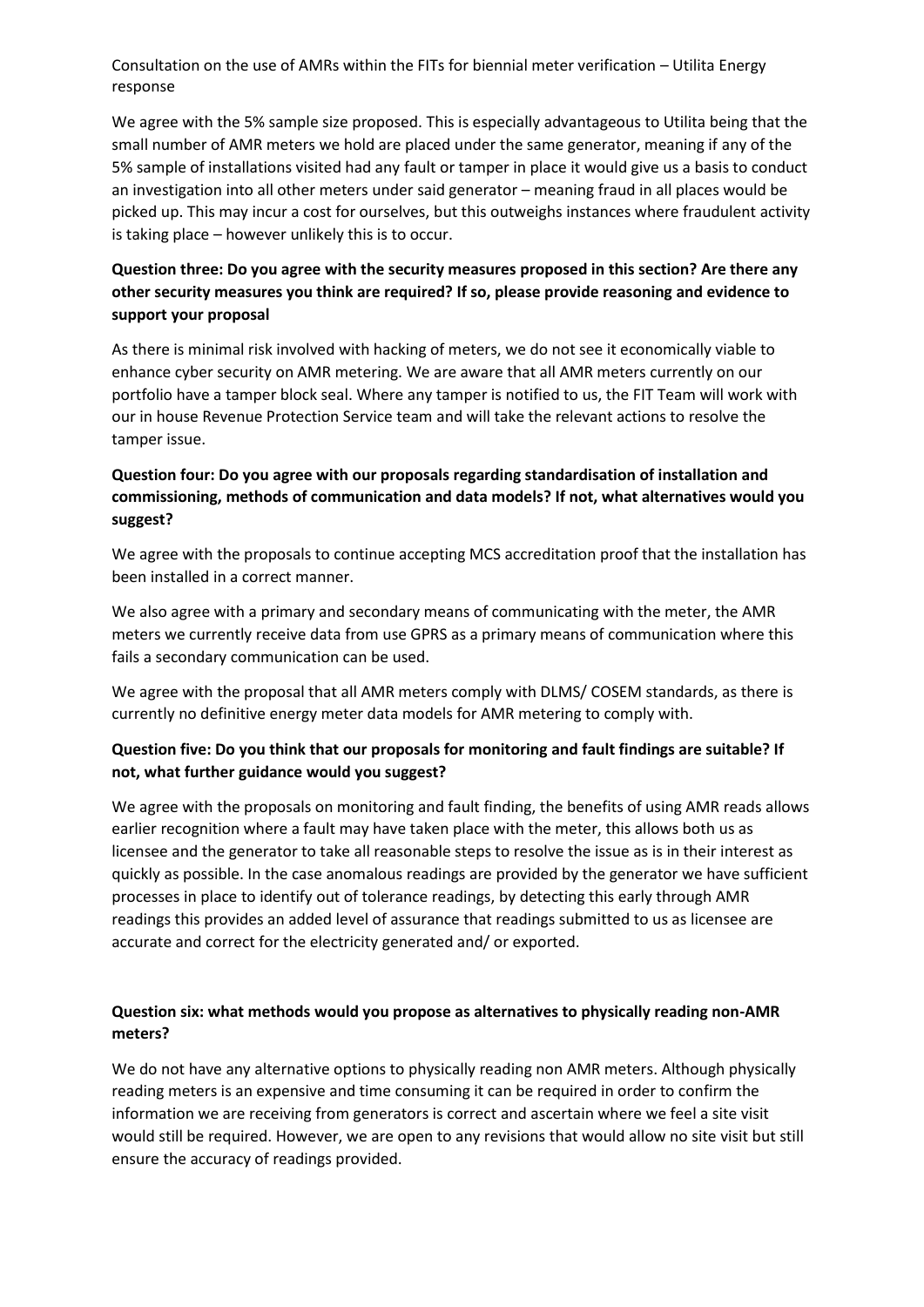Consultation on the use of AMRs within the FITs for biennial meter verification – Utilita Energy response

We agree with the 5% sample size proposed. This is especially advantageous to Utilita being that the small number of AMR meters we hold are placed under the same generator, meaning if any of the 5% sample of installations visited had any fault or tamper in place it would give us a basis to conduct an investigation into all other meters under said generator – meaning fraud in all places would be picked up. This may incur a cost for ourselves, but this outweighs instances where fraudulent activity is taking place – however unlikely this is to occur.

**Question three: Do you agree with the security measures proposed in this section? Are there any other security measures you think are required? If so, please provide reasoning and evidence to support your proposal**

As there is minimal risk involved with hacking of meters, we do not see it economically viable to enhance cyber security on AMR metering. We are aware that all AMR meters currently on our portfolio have a tamper block seal. Where any tamper is notified to us, the FIT Team will work with our in house Revenue Protection Service team and will take the relevant actions to resolve the tamper issue.

**Question four: Do you agree with our proposals regarding standardisation of installation and commissioning, methods of communication and data models? If not, what alternatives would you suggest?**

We agree with the proposals to continue accepting MCS accreditation proof that the installation has been installed in a correct manner.

We also agree with a primary and secondary means of communicating with the meter, the AMR meters we currently receive data from use GPRS as a primary means of communication where this fails a secondary communication can be used.

We agree with the proposal that all AMR meters comply with DLMS/ COSEM standards, as there is currently no definitive energy meter data models for AMR metering to comply with.

**Question five: Do you think that our proposals for monitoring and fault findings are suitable? If not, what further guidance would you suggest?**

We agree with the proposals on monitoring and fault finding, the benefits of using AMR reads allows earlier recognition where a fault may have taken place with the meter, this allows both us as licensee and the generator to take all reasonable steps to resolve the issue as is in their interest as quickly as possible. In the case anomalous readings are provided by the generator we have sufficient processes in place to identify out of tolerance readings, by detecting this early through AMR readings this provides an added level of assurance that readings submitted to us as licensee are accurate and correct for the electricity generated and/ or exported.

**Question six: what methods would you propose as alternatives to physically reading non-AMR meters?**

We do not have any alternative options to physically reading non AMR meters. Although physically reading meters is an expensive and time consuming it can be required in order to confirm the information we are receiving from generators is correct and ascertain where we feel a site visit would still be required. However, we are open to any revisions that would allow no site visit but still ensure the accuracy of readings provided.